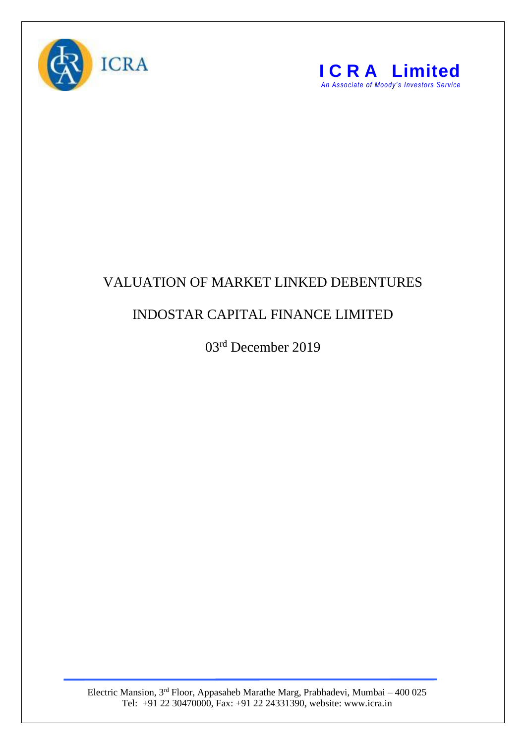# VALUATION OF MARKET LINKED DEBENTURES

## INDOSTAR CAPITAL FINANCE LIMITED

03rd December 2019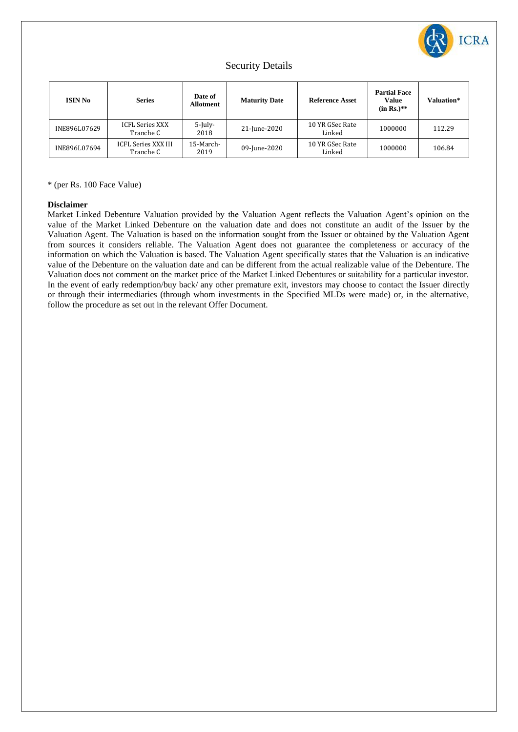## Security Details

| ISIN No | Series | Date of Allotment | Maturity Date | Reference Asset | Partial Face Value (in Rs.)** | Valuation* |
|---|---|---|---|---|---|---|
| INE896L07629 | ICFL Series XXX Tranche C | 5-July-2018 | 21-June-2020 | 10 YR GSec Rate Linked | 1000000 | 112.29 |
| INE896L07694 | ICFL Series XXX III Tranche C | 15-March-2019 | 09-June-2020 | 10 YR GSec Rate Linked | 1000000 | 106.84 |

* (per Rs. 100 Face Value)

**Disclaimer**

Market Linked Debenture Valuation provided by the Valuation Agent reflects the Valuation Agent's opinion on the value of the Market Linked Debenture on the valuation date and does not constitute an audit of the Issuer by the Valuation Agent. The Valuation is based on the information sought from the Issuer or obtained by the Valuation Agent from sources it considers reliable. The Valuation Agent does not guarantee the completeness or accuracy of the information on which the Valuation is based. The Valuation Agent specifically states that the Valuation is an indicative value of the Debenture on the valuation date and can be different from the actual realizable value of the Debenture. The Valuation does not comment on the market price of the Market Linked Debentures or suitability for a particular investor. In the event of early redemption/buy back/ any other premature exit, investors may choose to contact the Issuer directly or through their intermediaries (through whom investments in the Specified MLDs were made) or, in the alternative, follow the procedure as set out in the relevant Offer Document.